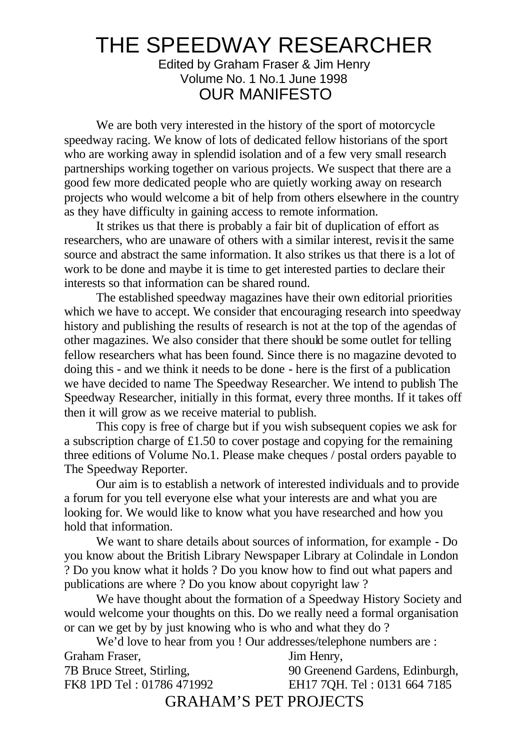# THE SPEEDWAY RESEARCHER

Edited by Graham Fraser & Jim Henry
Volume No. 1 No.1 June 1998

## OUR MANIFESTO

We are both very interested in the history of the sport of motorcycle speedway racing. We know of lots of dedicated fellow historians of the sport who are working away in splendid isolation and of a few very small research partnerships working together on various projects. We suspect that there are a good few more dedicated people who are quietly working away on research projects who would welcome a bit of help from others elsewhere in the country as they have difficulty in gaining access to remote information.

It strikes us that there is probably a fair bit of duplication of effort as researchers, who are unaware of others with a similar interest, revisit the same source and abstract the same information. It also strikes us that there is a lot of work to be done and maybe it is time to get interested parties to declare their interests so that information can be shared round.

The established speedway magazines have their own editorial priorities which we have to accept. We consider that encouraging research into speedway history and publishing the results of research is not at the top of the agendas of other magazines. We also consider that there should be some outlet for telling fellow researchers what has been found. Since there is no magazine devoted to doing this - and we think it needs to be done - here is the first of a publication we have decided to name The Speedway Researcher. We intend to publish The Speedway Researcher, initially in this format, every three months. If it takes off then it will grow as we receive material to publish.

This copy is free of charge but if you wish subsequent copies we ask for a subscription charge of £1.50 to cover postage and copying for the remaining three editions of Volume No.1. Please make cheques / postal orders payable to The Speedway Reporter.

Our aim is to establish a network of interested individuals and to provide a forum for you tell everyone else what your interests are and what you are looking for. We would like to know what you have researched and how you hold that information.

We want to share details about sources of information, for example - Do you know about the British Library Newspaper Library at Colindale in London ? Do you know what it holds ? Do you know how to find out what papers and publications are where ? Do you know about copyright law ?

We have thought about the formation of a Speedway History Society and would welcome your thoughts on this. Do we really need a formal organisation or can we get by by just knowing who is who and what they do ?

We'd love to hear from you ! Our addresses/telephone numbers are :

Graham Fraser,
7B Bruce Street, Stirling,
FK8 1PD Tel : 01786 471992

Jim Henry,
90 Greenend Gardens, Edinburgh,
EH17 7QH. Tel : 0131 664 7185

## GRAHAM'S PET PROJECTS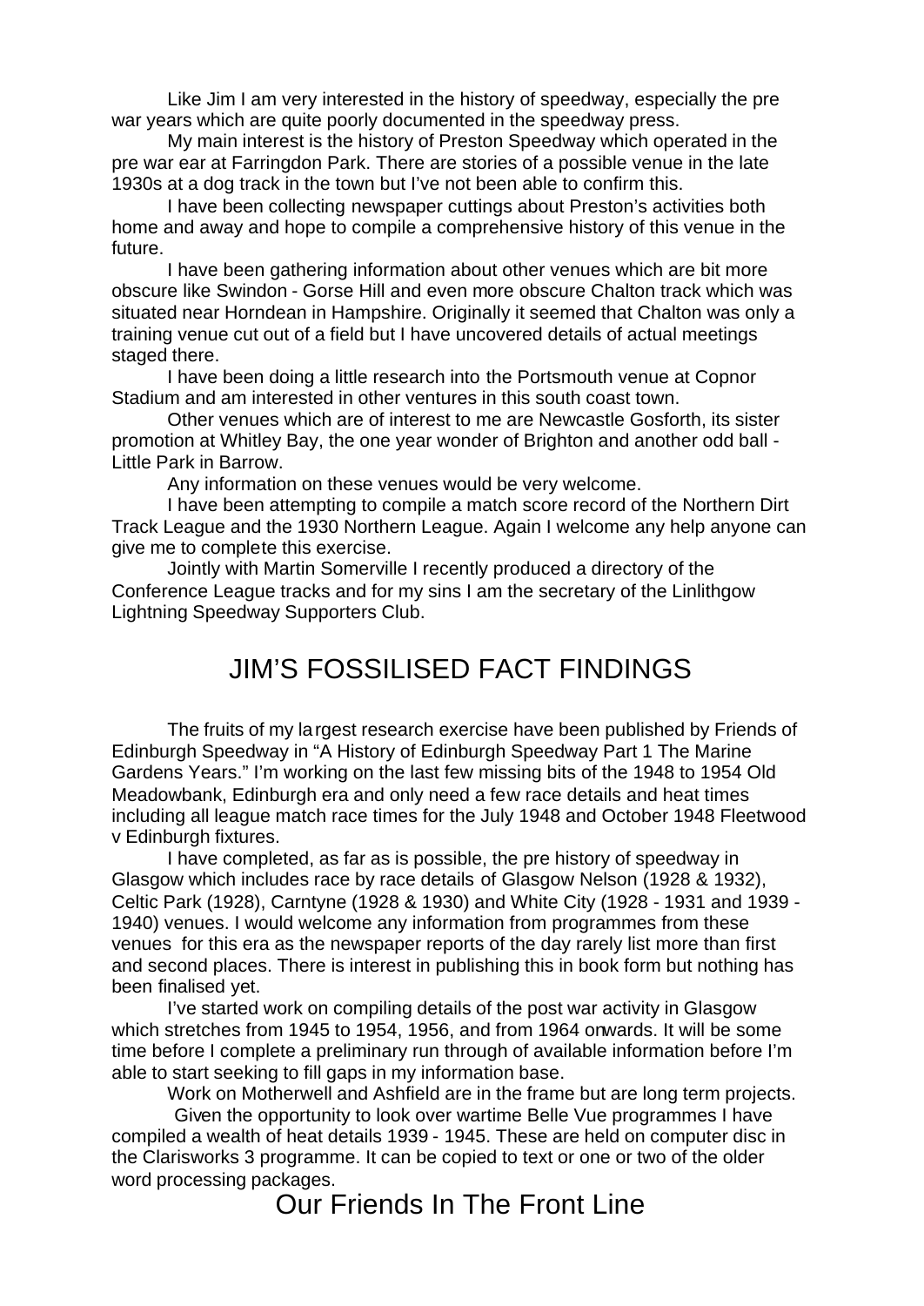Like Jim I am very interested in the history of speedway, especially the pre war years which are quite poorly documented in the speedway press.

My main interest is the history of Preston Speedway which operated in the pre war ear at Farringdon Park. There are stories of a possible venue in the late 1930s at a dog track in the town but I've not been able to confirm this.

I have been collecting newspaper cuttings about Preston's activities both home and away and hope to compile a comprehensive history of this venue in the future.

I have been gathering information about other venues which are bit more obscure like Swindon - Gorse Hill and even more obscure Chalton track which was situated near Horndean in Hampshire. Originally it seemed that Chalton was only a training venue cut out of a field but I have uncovered details of actual meetings staged there.

I have been doing a little research into the Portsmouth venue at Copnor Stadium and am interested in other ventures in this south coast town.

Other venues which are of interest to me are Newcastle Gosforth, its sister promotion at Whitley Bay, the one year wonder of Brighton and another odd ball - Little Park in Barrow.

Any information on these venues would be very welcome.

I have been attempting to compile a match score record of the Northern Dirt Track League and the 1930 Northern League. Again I welcome any help anyone can give me to complete this exercise.

Jointly with Martin Somerville I recently produced a directory of the Conference League tracks and for my sins I am the secretary of the Linlithgow Lightning Speedway Supporters Club.

## JIM'S FOSSILISED FACT FINDINGS

The fruits of my largest research exercise have been published by Friends of Edinburgh Speedway in "A History of Edinburgh Speedway Part 1 The Marine Gardens Years." I'm working on the last few missing bits of the 1948 to 1954 Old Meadowbank, Edinburgh era and only need a few race details and heat times including all league match race times for the July 1948 and October 1948 Fleetwood v Edinburgh fixtures.

I have completed, as far as is possible, the pre history of speedway in Glasgow which includes race by race details of Glasgow Nelson (1928 & 1932), Celtic Park (1928), Carntyne (1928 & 1930) and White City (1928 - 1931 and 1939 - 1940) venues. I would welcome any information from programmes from these venues for this era as the newspaper reports of the day rarely list more than first and second places. There is interest in publishing this in book form but nothing has been finalised yet.

I've started work on compiling details of the post war activity in Glasgow which stretches from 1945 to 1954, 1956, and from 1964 onwards. It will be some time before I complete a preliminary run through of available information before I'm able to start seeking to fill gaps in my information base.

Work on Motherwell and Ashfield are in the frame but are long term projects.

Given the opportunity to look over wartime Belle Vue programmes I have compiled a wealth of heat details 1939 - 1945. These are held on computer disc in the Clarisworks 3 programme. It can be copied to text or one or two of the older word processing packages.

## Our Friends In The Front Line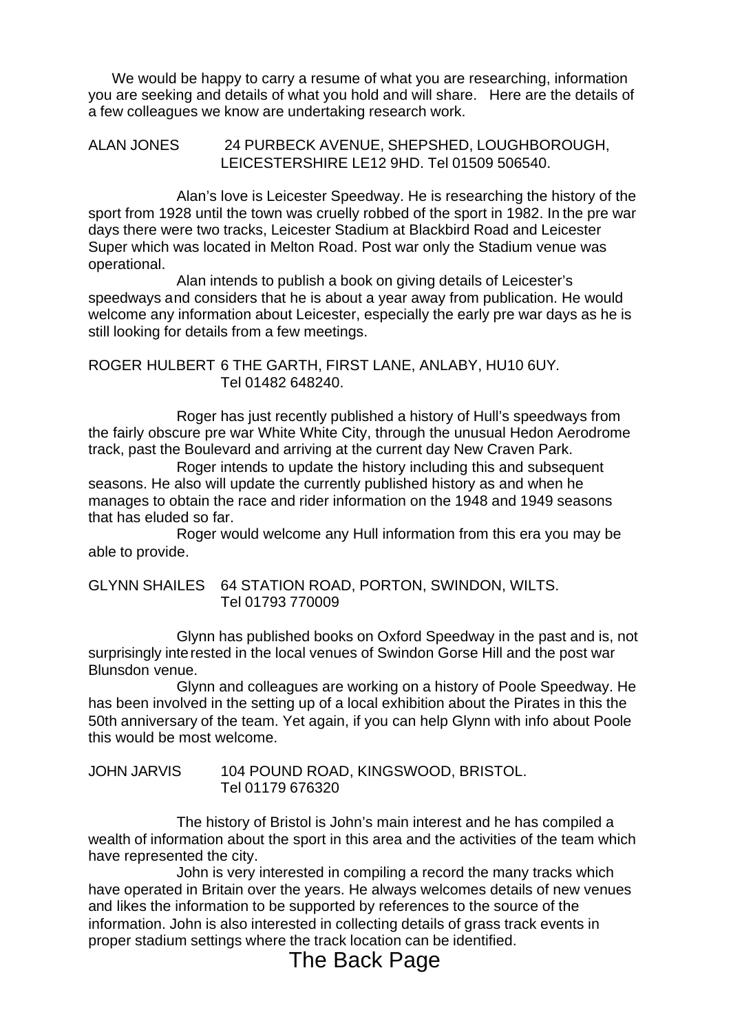We would be happy to carry a resume of what you are researching, information you are seeking and details of what you hold and will share. Here are the details of a few colleagues we know are undertaking research work.

ALAN JONES 24 PURBECK AVENUE, SHEPSHED, LOUGHBOROUGH, LEICESTERSHIRE LE12 9HD. Tel 01509 506540.

Alan's love is Leicester Speedway. He is researching the history of the sport from 1928 until the town was cruelly robbed of the sport in 1982. In the pre war days there were two tracks, Leicester Stadium at Blackbird Road and Leicester Super which was located in Melton Road. Post war only the Stadium venue was operational.

Alan intends to publish a book on giving details of Leicester's speedways and considers that he is about a year away from publication. He would welcome any information about Leicester, especially the early pre war days as he is still looking for details from a few meetings.

ROGER HULBERT 6 THE GARTH, FIRST LANE, ANLABY, HU10 6UY. Tel 01482 648240.

Roger has just recently published a history of Hull's speedways from the fairly obscure pre war White White City, through the unusual Hedon Aerodrome track, past the Boulevard and arriving at the current day New Craven Park.

Roger intends to update the history including this and subsequent seasons. He also will update the currently published history as and when he manages to obtain the race and rider information on the 1948 and 1949 seasons that has eluded so far.

Roger would welcome any Hull information from this era you may be able to provide.

GLYNN SHAILES 64 STATION ROAD, PORTON, SWINDON, WILTS. Tel 01793 770009

Glynn has published books on Oxford Speedway in the past and is, not surprisingly interested in the local venues of Swindon Gorse Hill and the post war Blunsdon venue.

Glynn and colleagues are working on a history of Poole Speedway. He has been involved in the setting up of a local exhibition about the Pirates in this the 50th anniversary of the team. Yet again, if you can help Glynn with info about Poole this would be most welcome.

JOHN JARVIS 104 POUND ROAD, KINGSWOOD, BRISTOL. Tel 01179 676320

The history of Bristol is John's main interest and he has compiled a wealth of information about the sport in this area and the activities of the team which have represented the city.

John is very interested in compiling a record the many tracks which have operated in Britain over the years. He always welcomes details of new venues and likes the information to be supported by references to the source of the information. John is also interested in collecting details of grass track events in proper stadium settings where the track location can be identified.

# The Back Page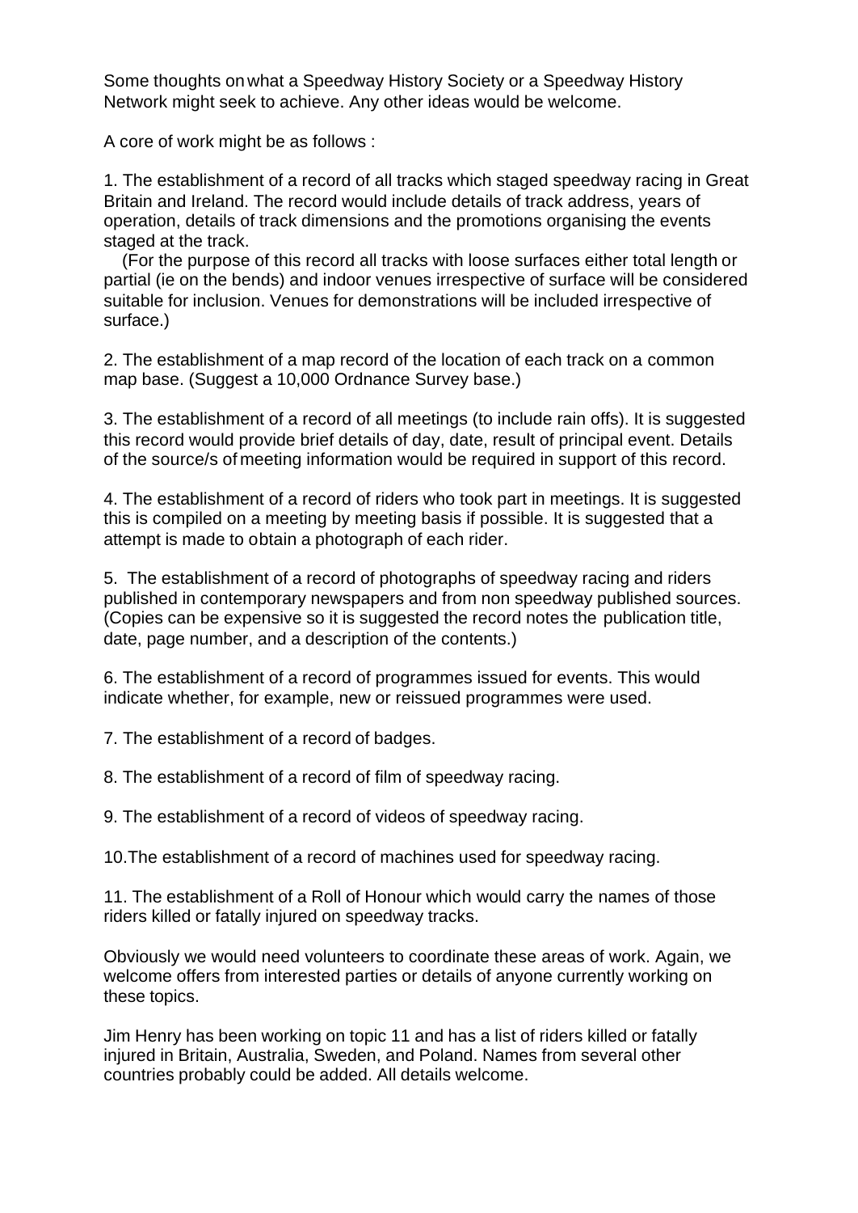Some thoughts on what a Speedway History Society or a Speedway History Network might seek to achieve. Any other ideas would be welcome.

A core of work might be as follows :

1. The establishment of a record of all tracks which staged speedway racing in Great Britain and Ireland. The record would include details of track address, years of operation, details of track dimensions and the promotions organising the events staged at the track.

   (For the purpose of this record all tracks with loose surfaces either total length or partial (ie on the bends) and indoor venues irrespective of surface will be considered suitable for inclusion. Venues for demonstrations will be included irrespective of surface.)

2. The establishment of a map record of the location of each track on a common map base. (Suggest a 10,000 Ordnance Survey base.)

3. The establishment of a record of all meetings (to include rain offs). It is suggested this record would provide brief details of day, date, result of principal event. Details of the source/s of meeting information would be required in support of this record.

4. The establishment of a record of riders who took part in meetings. It is suggested this is compiled on a meeting by meeting basis if possible. It is suggested that a attempt is made to obtain a photograph of each rider.

5. The establishment of a record of photographs of speedway racing and riders published in contemporary newspapers and from non speedway published sources. (Copies can be expensive so it is suggested the record notes the publication title, date, page number, and a description of the contents.)

6. The establishment of a record of programmes issued for events. This would indicate whether, for example, new or reissued programmes were used.

7. The establishment of a record of badges.

8. The establishment of a record of film of speedway racing.

9. The establishment of a record of videos of speedway racing.

10. The establishment of a record of machines used for speedway racing.

11. The establishment of a Roll of Honour which would carry the names of those riders killed or fatally injured on speedway tracks.

Obviously we would need volunteers to coordinate these areas of work. Again, we welcome offers from interested parties or details of anyone currently working on these topics.

Jim Henry has been working on topic 11 and has a list of riders killed or fatally injured in Britain, Australia, Sweden, and Poland. Names from several other countries probably could be added. All details welcome.